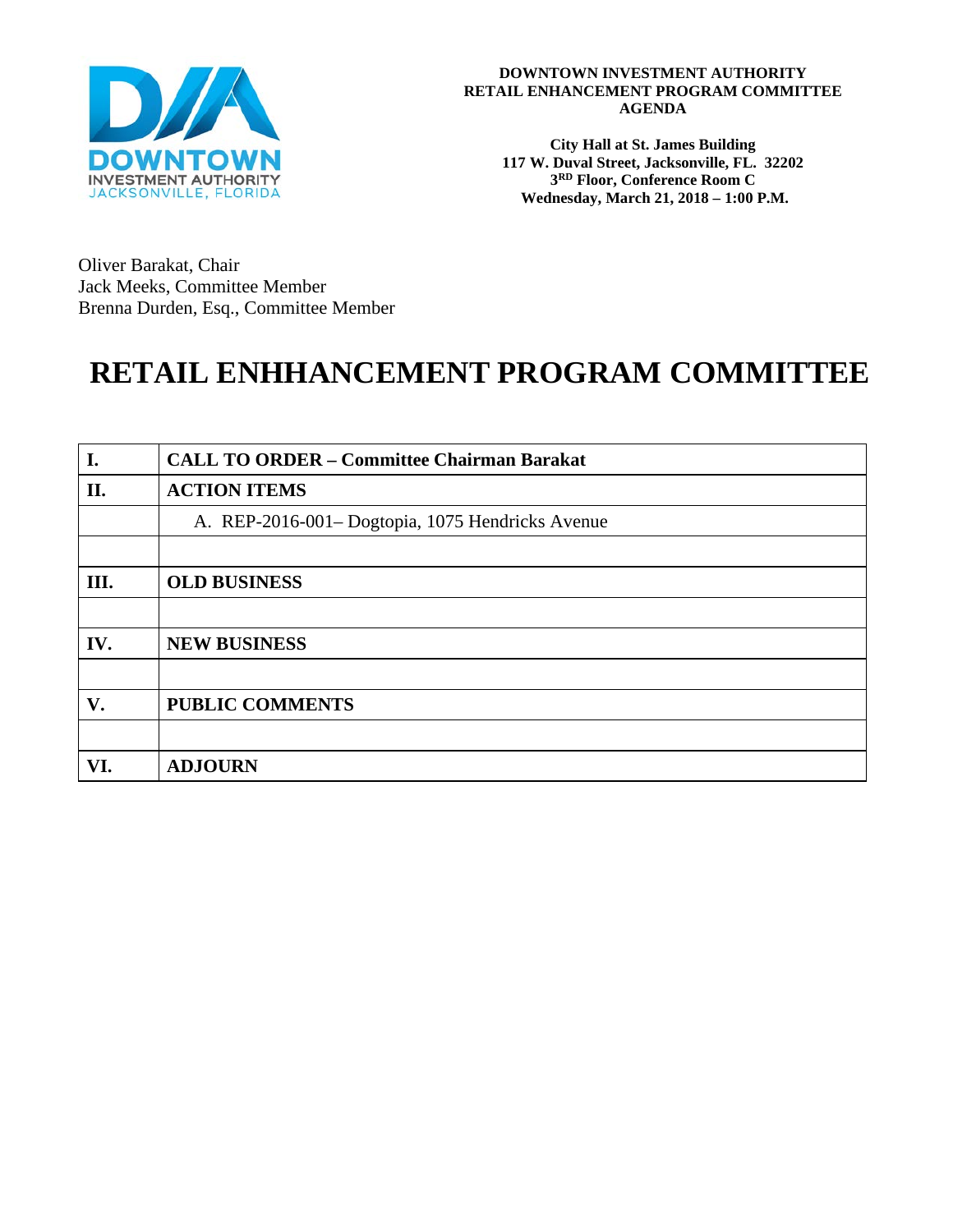**DOWNTOWN INVESTMENT AUTHORITY**
**RETAIL ENHANCEMENT PROGRAM COMMITTEE**
**AGENDA**

**City Hall at St. James Building**
**117 W. Duval Street, Jacksonville, FL. 32202**
**3RD Floor, Conference Room C**
**Wednesday, March 21, 2018 – 1:00 P.M.**

Oliver Barakat, Chair
Jack Meeks, Committee Member
Brenna Durden, Esq., Committee Member

# RETAIL ENHHANCEMENT PROGRAM COMMITTEE

| | |
|---|---|
| **I.** | **CALL TO ORDER – Committee Chairman Barakat** |
| **II.** | **ACTION ITEMS** |
| | A. REP-2016-001– Dogtopia, 1075 Hendricks Avenue |
| | |
| **III.** | **OLD BUSINESS** |
| | |
| **IV.** | **NEW BUSINESS** |
| | |
| **V.** | **PUBLIC COMMENTS** |
| | |
| **VI.** | **ADJOURN** |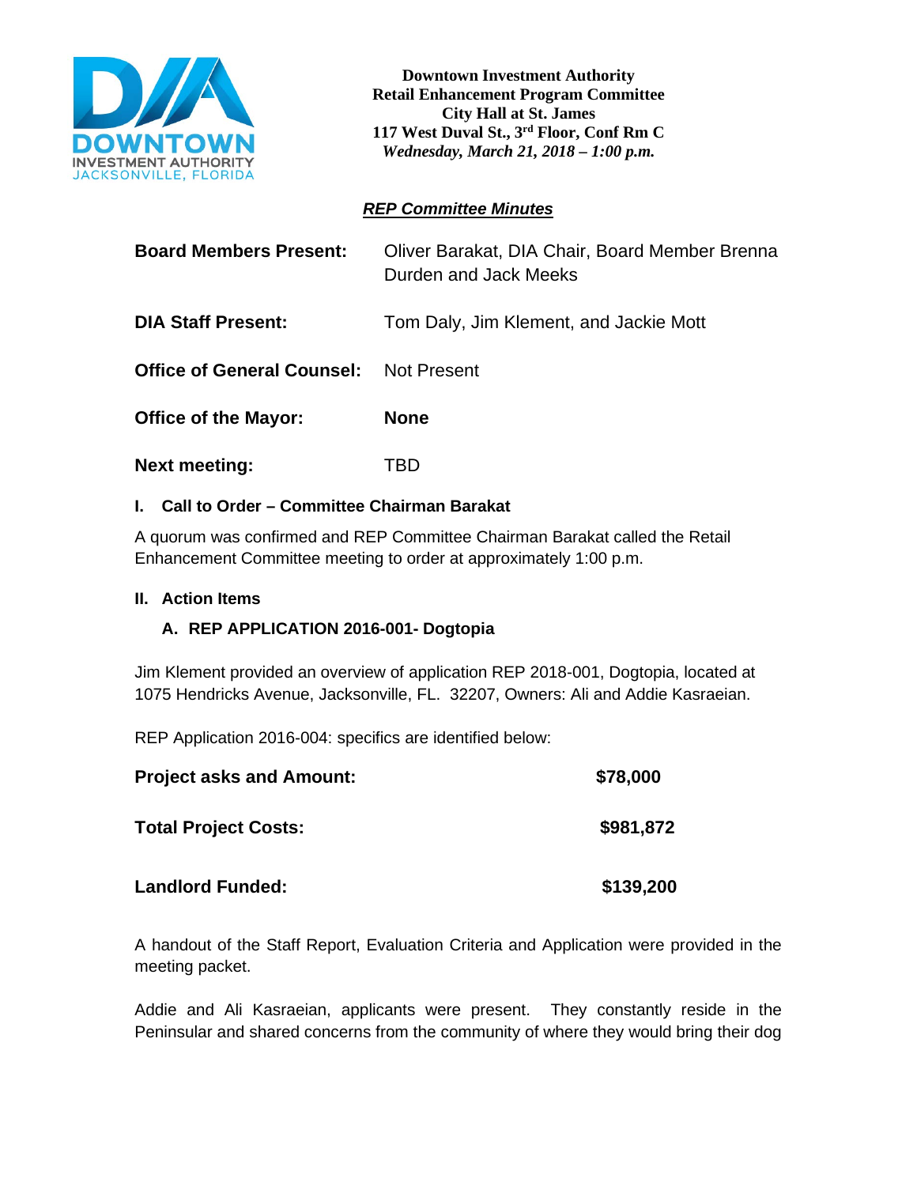**Downtown Investment Authority**
**Retail Enhancement Program Committee**
**City Hall at St. James**
**117 West Duval St., 3rd Floor, Conf Rm C**
***Wednesday, March 21, 2018 – 1:00 p.m.***

***REP Committee Minutes***

| | |
|---|---|
| **Board Members Present:** | Oliver Barakat, DIA Chair, Board Member Brenna Durden and Jack Meeks |
| **DIA Staff Present:** | Tom Daly, Jim Klement, and Jackie Mott |
| **Office of General Counsel:** | Not Present |
| **Office of the Mayor:** | **None** |
| **Next meeting:** | TBD |

**I. Call to Order – Committee Chairman Barakat**

A quorum was confirmed and REP Committee Chairman Barakat called the Retail Enhancement Committee meeting to order at approximately 1:00 p.m.

**II. Action Items**

**A. REP APPLICATION 2016-001- Dogtopia**

Jim Klement provided an overview of application REP 2018-001, Dogtopia, located at 1075 Hendricks Avenue, Jacksonville, FL. 32207, Owners: Ali and Addie Kasraeian.

REP Application 2016-004: specifics are identified below:

| | |
|---|---|
| **Project asks and Amount:** | **$78,000** |
| **Total Project Costs:** | **$981,872** |
| **Landlord Funded:** | **$139,200** |

A handout of the Staff Report, Evaluation Criteria and Application were provided in the meeting packet.

Addie and Ali Kasraeian, applicants were present. They constantly reside in the Peninsular and shared concerns from the community of where they would bring their dog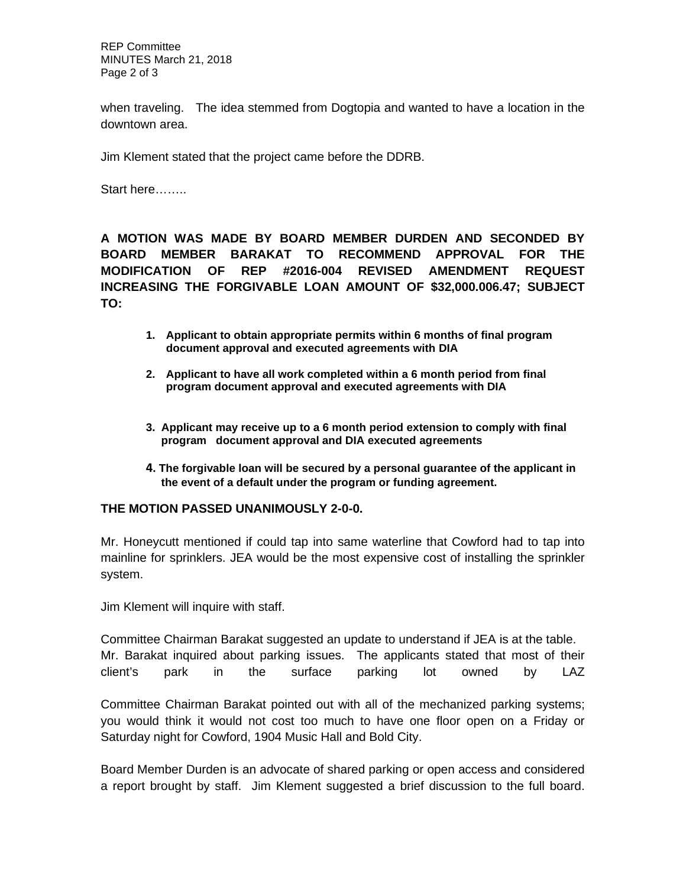when traveling. The idea stemmed from Dogtopia and wanted to have a location in the downtown area.

Jim Klement stated that the project came before the DDRB.

Start here……..

**A MOTION WAS MADE BY BOARD MEMBER DURDEN AND SECONDED BY BOARD MEMBER BARAKAT TO RECOMMEND APPROVAL FOR THE MODIFICATION OF REP #2016-004 REVISED AMENDMENT REQUEST INCREASING THE FORGIVABLE LOAN AMOUNT OF $32,000.006.47; SUBJECT TO:**

1. **Applicant to obtain appropriate permits within 6 months of final program document approval and executed agreements with DIA**
2. **Applicant to have all work completed within a 6 month period from final program document approval and executed agreements with DIA**
3. **Applicant may receive up to a 6 month period extension to comply with final program document approval and DIA executed agreements**
4. **The forgivable loan will be secured by a personal guarantee of the applicant in the event of a default under the program or funding agreement.**

**THE MOTION PASSED UNANIMOUSLY 2-0-0.**

Mr. Honeycutt mentioned if could tap into same waterline that Cowford had to tap into mainline for sprinklers. JEA would be the most expensive cost of installing the sprinkler system.

Jim Klement will inquire with staff.

Committee Chairman Barakat suggested an update to understand if JEA is at the table. Mr. Barakat inquired about parking issues. The applicants stated that most of their client's park in the surface parking lot owned by LAZ

Committee Chairman Barakat pointed out with all of the mechanized parking systems; you would think it would not cost too much to have one floor open on a Friday or Saturday night for Cowford, 1904 Music Hall and Bold City.

Board Member Durden is an advocate of shared parking or open access and considered a report brought by staff. Jim Klement suggested a brief discussion to the full board.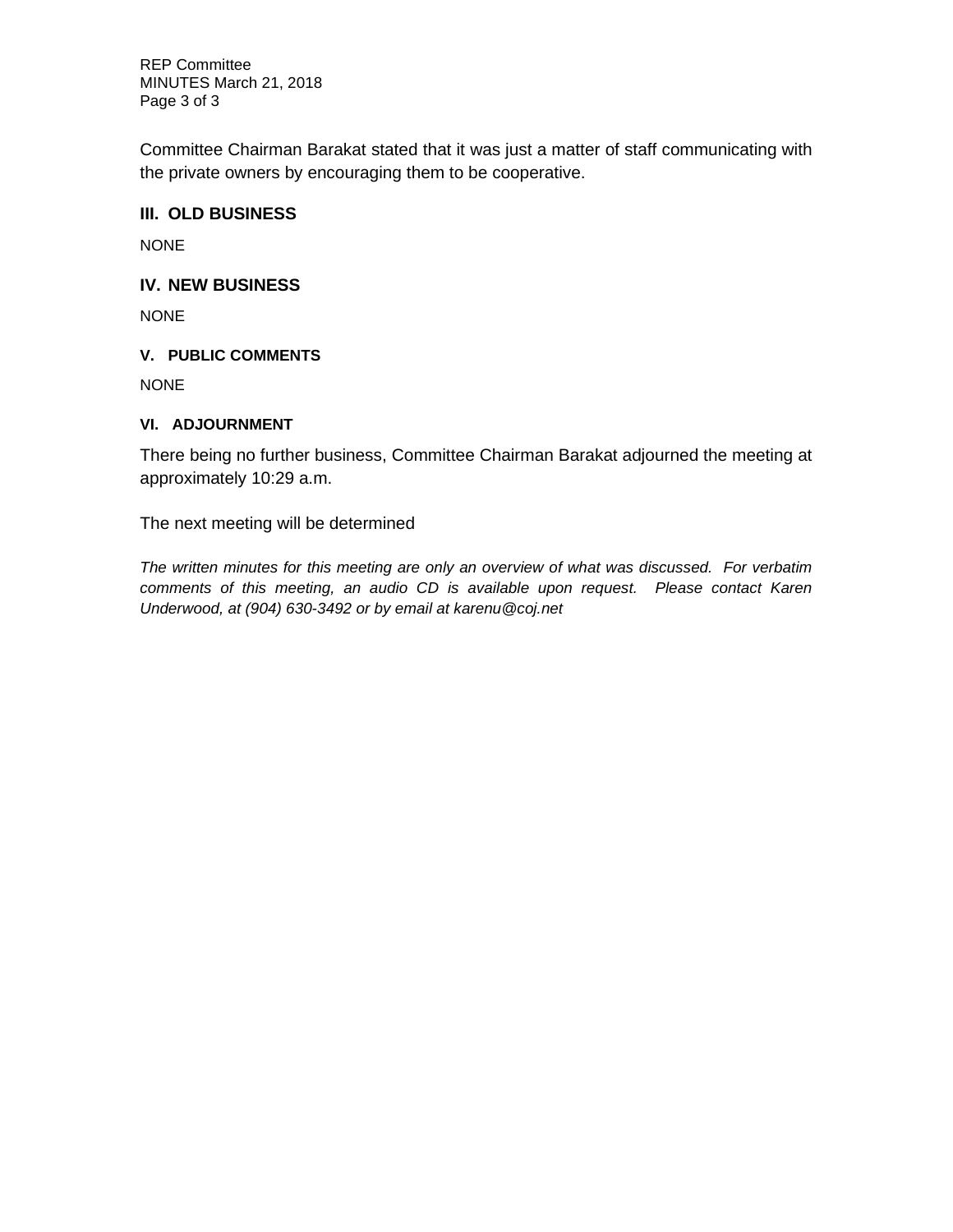Committee Chairman Barakat stated that it was just a matter of staff communicating with the private owners by encouraging them to be cooperative.

## III. OLD BUSINESS

NONE

## IV. NEW BUSINESS

NONE

### V. PUBLIC COMMENTS

NONE

### VI. ADJOURNMENT

There being no further business, Committee Chairman Barakat adjourned the meeting at approximately 10:29 a.m.

The next meeting will be determined

*The written minutes for this meeting are only an overview of what was discussed. For verbatim comments of this meeting, an audio CD is available upon request. Please contact Karen Underwood, at (904) 630-3492 or by email at karenu@coj.net*